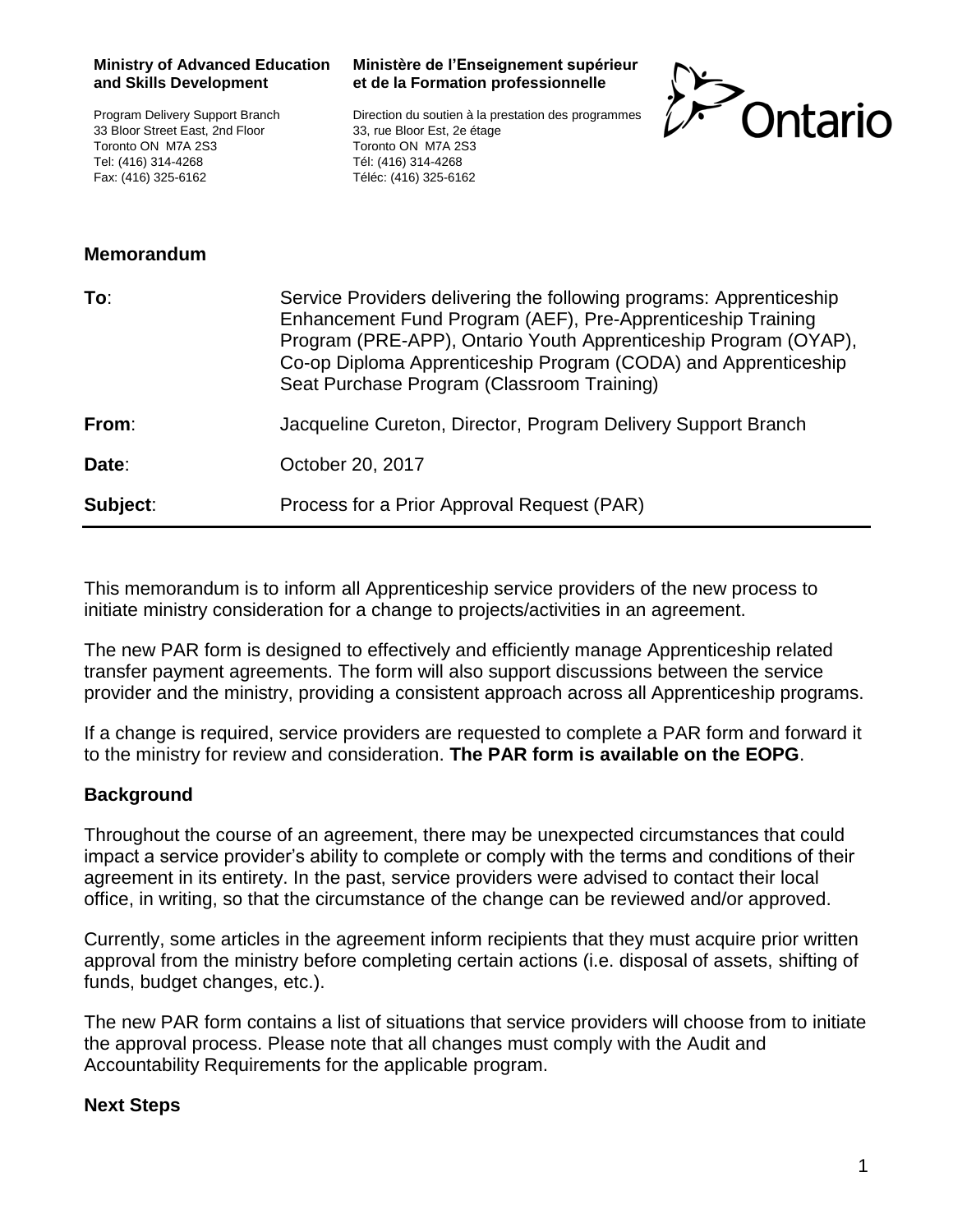**Ministry of Advanced Education and Skills Development**

Program Delivery Support Branch
33 Bloor Street East, 2nd Floor
Toronto ON M7A 2S3
Tel: (416) 314-4268
Fax: (416) 325-6162

**Ministère de l'Enseignement supérieur et de la Formation professionnelle**

Direction du soutien à la prestation des programmes
33, rue Bloor Est, 2e étage
Toronto ON M7A 2S3
Tél: (416) 314-4268
Téléc: (416) 325-6162

Ontario

## Memorandum

| | |
|---|---|
| **To**: | Service Providers delivering the following programs: Apprenticeship Enhancement Fund Program (AEF), Pre-Apprenticeship Training Program (PRE-APP), Ontario Youth Apprenticeship Program (OYAP), Co-op Diploma Apprenticeship Program (CODA) and Apprenticeship Seat Purchase Program (Classroom Training) |
| **From**: | Jacqueline Cureton, Director, Program Delivery Support Branch |
| **Date**: | October 20, 2017 |
| **Subject**: | Process for a Prior Approval Request (PAR) |

This memorandum is to inform all Apprenticeship service providers of the new process to initiate ministry consideration for a change to projects/activities in an agreement.

The new PAR form is designed to effectively and efficiently manage Apprenticeship related transfer payment agreements. The form will also support discussions between the service provider and the ministry, providing a consistent approach across all Apprenticeship programs.

If a change is required, service providers are requested to complete a PAR form and forward it to the ministry for review and consideration. **The PAR form is available on the EOPG**.

### Background

Throughout the course of an agreement, there may be unexpected circumstances that could impact a service provider's ability to complete or comply with the terms and conditions of their agreement in its entirety. In the past, service providers were advised to contact their local office, in writing, so that the circumstance of the change can be reviewed and/or approved.

Currently, some articles in the agreement inform recipients that they must acquire prior written approval from the ministry before completing certain actions (i.e. disposal of assets, shifting of funds, budget changes, etc.).

The new PAR form contains a list of situations that service providers will choose from to initiate the approval process. Please note that all changes must comply with the Audit and Accountability Requirements for the applicable program.

### Next Steps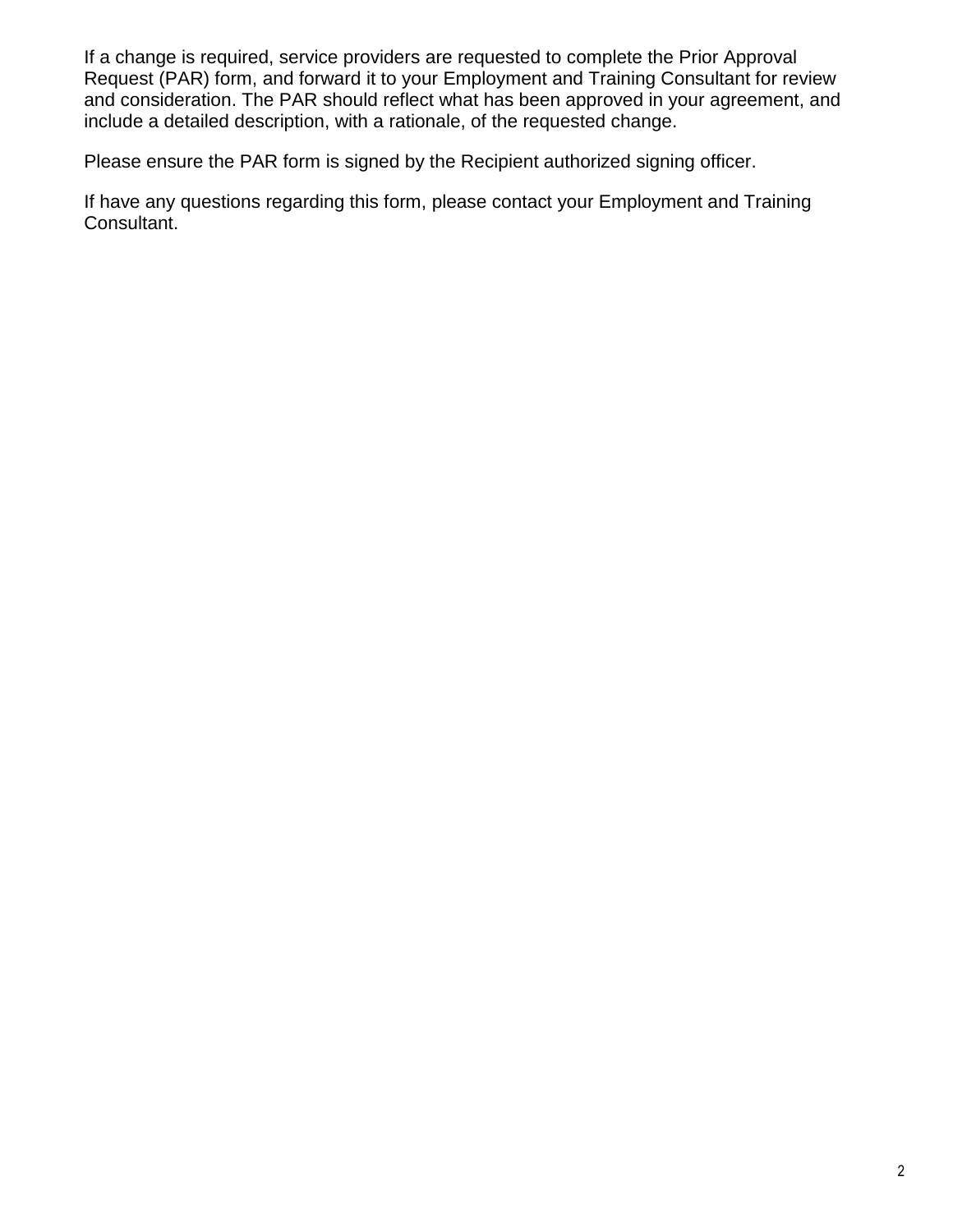If a change is required, service providers are requested to complete the Prior Approval Request (PAR) form, and forward it to your Employment and Training Consultant for review and consideration. The PAR should reflect what has been approved in your agreement, and include a detailed description, with a rationale, of the requested change.

Please ensure the PAR form is signed by the Recipient authorized signing officer.

If have any questions regarding this form, please contact your Employment and Training Consultant.